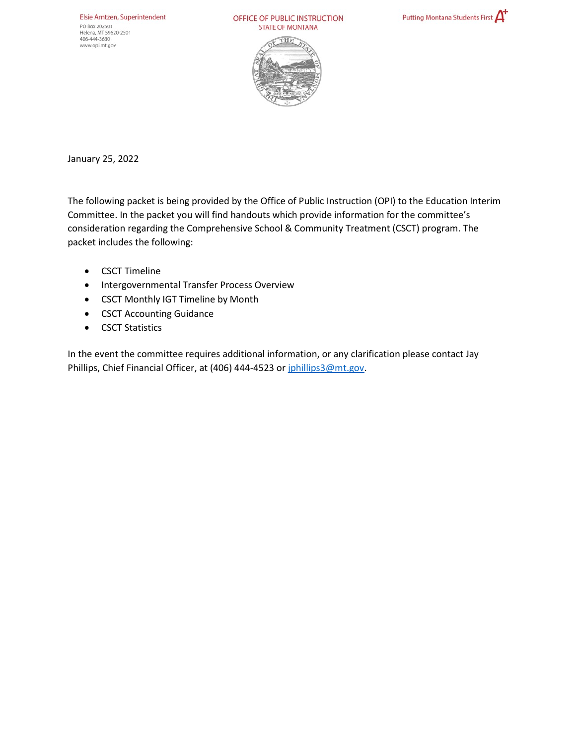Elsie Arntzen, Superintendent
PO Box 202501
Helena, MT 59620-2501
406-444-3680
www.opi.mt.gov

OFFICE OF PUBLIC INSTRUCTION
STATE OF MONTANA

Putting Montana Students First A+

January 25, 2022

The following packet is being provided by the Office of Public Instruction (OPI) to the Education Interim Committee. In the packet you will find handouts which provide information for the committee's consideration regarding the Comprehensive School & Community Treatment (CSCT) program. The packet includes the following:

- CSCT Timeline
- Intergovernmental Transfer Process Overview
- CSCT Monthly IGT Timeline by Month
- CSCT Accounting Guidance
- CSCT Statistics

In the event the committee requires additional information, or any clarification please contact Jay Phillips, Chief Financial Officer, at (406) 444-4523 or jphillips3@mt.gov.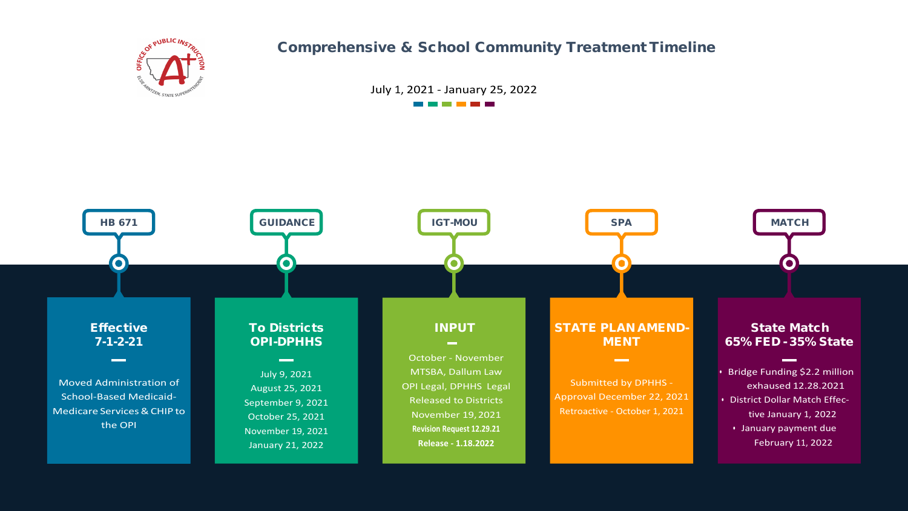# Comprehensive & School Community Treatment Timeline

July 1, 2021 - January 25, 2022

## HB 671

### Effective 7-1-2-21

Moved Administration of School-Based Medicaid-Medicare Services & CHIP to the OPI

## GUIDANCE

### To Districts OPI-DPHHS

July 9, 2021
August 25, 2021
September 9, 2021
October 25, 2021
November 19, 2021
January 21, 2022

## IGT-MOU

### INPUT

October - November
MTSBA, Dallum Law
OPI Legal, DPHHS Legal
Released to Districts
November 19, 2021
**Revision Request 12.29.21**
**Release - 1.18.2022**

## SPA

### STATE PLAN AMENDMENT

Submitted by DPHHS -
Approval December 22, 2021
Retroactive - October 1, 2021

## MATCH

### State Match 65% FED - 35% State

- Bridge Funding $2.2 million exhausted 12.28.2021
- District Dollar Match Effective January 1, 2022
  - January payment due February 11, 2022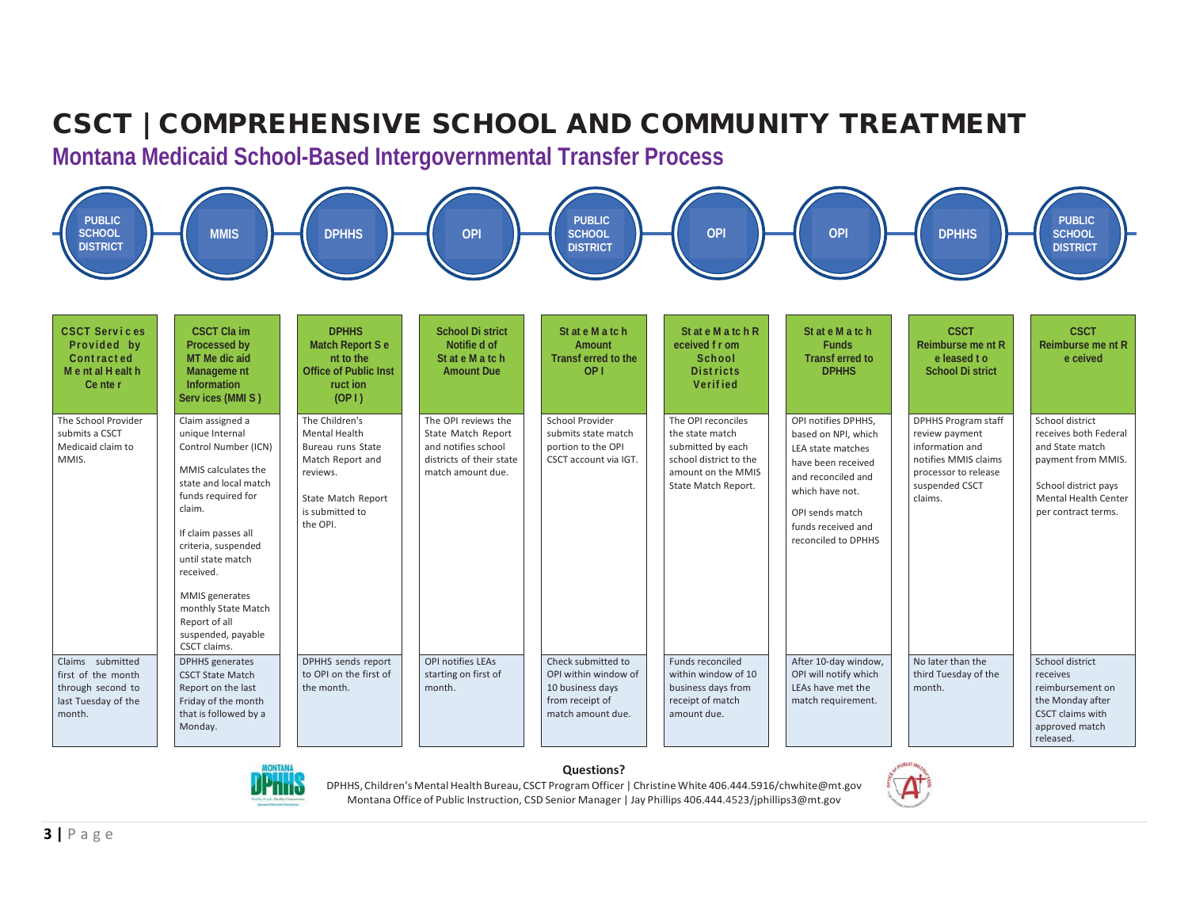# CSCT | COMPREHENSIVE SCHOOL AND COMMUNITY TREATMENT

## Montana Medicaid School-Based Intergovernmental Transfer Process

| PUBLIC SCHOOL DISTRICT | MMIS | DPHHS | OPI | PUBLIC SCHOOL DISTRICT | OPI | OPI | DPHHS | PUBLIC SCHOOL DISTRICT |
|---|---|---|---|---|---|---|---|---|
| **CSCT Services Provided by Contracted Mental Health Center** | **CSCT Claim Processed by MT Medicaid Management Information Services (MMIS)** | **DPHHS Match Report Sent to the Office of Public Instruction (OPI)** | **School District Notified of State Match Amount Due** | **State Match Amount Transferred to the OPI** | **State Match Received from School Districts Verified** | **State Match Funds Transferred to DPHHS** | **CSCT Reimbursement Released to School District** | **CSCT Reimbursement Received** |
| The School Provider submits a CSCT Medicaid claim to MMIS. | Claim assigned a unique Internal Control Number (ICN)<br><br>MMIS calculates the state and local match funds required for claim.<br><br>If claim passes all criteria, suspended until state match received.<br><br>MMIS generates monthly State Match Report of all suspended, payable CSCT claims. | The Children's Mental Health Bureau runs State Match Report and reviews.<br><br>State Match Report is submitted to the OPI. | The OPI reviews the State Match Report and notifies school districts of their state match amount due. | School Provider submits state match portion to the OPI CSCT account via IGT. | The OPI reconciles the state match submitted by each school district to the amount on the MMIS State Match Report. | OPI notifies DPHHS, based on NPI, which LEA state matches have been received and reconciled and which have not.<br><br>OPI sends match funds received and reconciled to DPHHS | DPHHS Program staff review payment information and notifies MMIS claims processor to release suspended CSCT claims. | School district receives both Federal and State match payment from MMIS.<br><br>School district pays Mental Health Center per contract terms. |
| Claims submitted first of the month through second to last Tuesday of the month. | DPHHS generates CSCT State Match Report on the last Friday of the month that is followed by a Monday. | DPHHS sends report to OPI on the first of the month. | OPI notifies LEAs starting on first of month. | Check submitted to OPI within window of 10 business days from receipt of match amount due. | Funds reconciled within window of 10 business days from receipt of match amount due. | After 10-day window, OPI will notify which LEAs have met the match requirement. | No later than the third Tuesday of the month. | School district receives reimbursement on the Monday after CSCT claims with approved match released. |

**Questions?**

DPHHS, Children's Mental Health Bureau, CSCT Program Officer | Christine White 406.444.5916/chwhite@mt.gov
Montana Office of Public Instruction, CSD Senior Manager | Jay Phillips 406.444.4523/jphillips3@mt.gov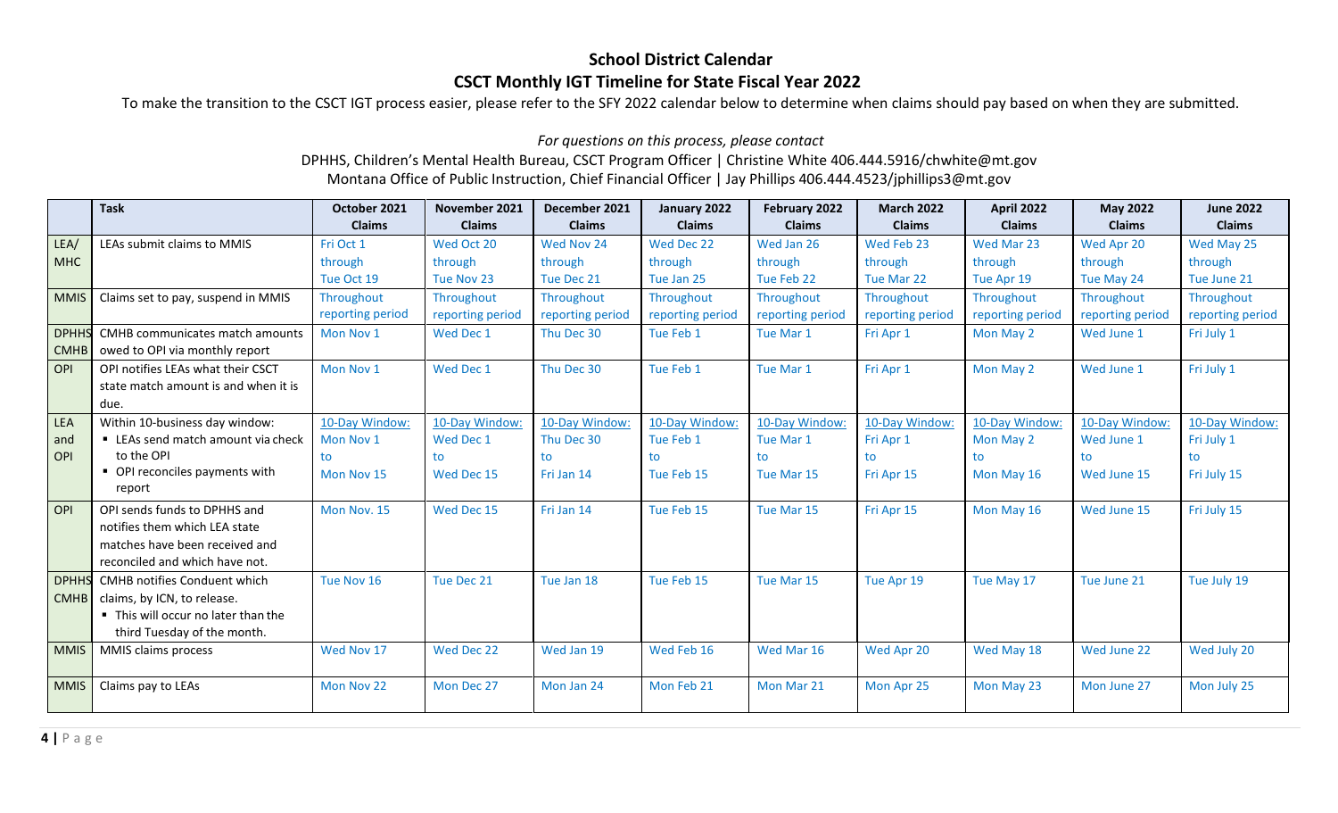## School District Calendar

## CSCT Monthly IGT Timeline for State Fiscal Year 2022

To make the transition to the CSCT IGT process easier, please refer to the SFY 2022 calendar below to determine when claims should pay based on when they are submitted.

*For questions on this process, please contact*

DPHHS, Children's Mental Health Bureau, CSCT Program Officer | Christine White 406.444.5916/chwhite@mt.gov

Montana Office of Public Instruction, Chief Financial Officer | Jay Phillips 406.444.4523/jphillips3@mt.gov

| | Task | October 2021 Claims | November 2021 Claims | December 2021 Claims | January 2022 Claims | February 2022 Claims | March 2022 Claims | April 2022 Claims | May 2022 Claims | June 2022 Claims |
|---|---|---|---|---|---|---|---|---|---|---|
| LEA/ MHC | LEAs submit claims to MMIS | Fri Oct 1 through Tue Oct 19 | Wed Oct 20 through Tue Nov 23 | Wed Nov 24 through Tue Dec 21 | Wed Dec 22 through Tue Jan 25 | Wed Jan 26 through Tue Feb 22 | Wed Feb 23 through Tue Mar 22 | Wed Mar 23 through Tue Apr 19 | Wed Apr 20 through Tue May 24 | Wed May 25 through Tue June 21 |
| MMIS | Claims set to pay, suspend in MMIS | Throughout reporting period | Throughout reporting period | Throughout reporting period | Throughout reporting period | Throughout reporting period | Throughout reporting period | Throughout reporting period | Throughout reporting period | Throughout reporting period |
| DPHHS CMHB | CMHB communicates match amounts owed to OPI via monthly report | Mon Nov 1 | Wed Dec 1 | Thu Dec 30 | Tue Feb 1 | Tue Mar 1 | Fri Apr 1 | Mon May 2 | Wed June 1 | Fri July 1 |
| OPI | OPI notifies LEAs what their CSCT state match amount is and when it is due. | Mon Nov 1 | Wed Dec 1 | Thu Dec 30 | Tue Feb 1 | Tue Mar 1 | Fri Apr 1 | Mon May 2 | Wed June 1 | Fri July 1 |
| LEA and OPI | Within 10-business day window:<br>▪ LEAs send match amount via check to the OPI<br>▪ OPI reconciles payments with report | 10-Day Window: Mon Nov 1 to Mon Nov 15 | 10-Day Window: Wed Dec 1 to Wed Dec 15 | 10-Day Window: Thu Dec 30 to Fri Jan 14 | 10-Day Window: Tue Feb 1 to Tue Feb 15 | 10-Day Window: Tue Mar 1 to Tue Mar 15 | 10-Day Window: Fri Apr 1 to Fri Apr 15 | 10-Day Window: Mon May 2 to Mon May 16 | 10-Day Window: Wed June 1 to Wed June 15 | 10-Day Window: Fri July 1 to Fri July 15 |
| OPI | OPI sends funds to DPHHS and notifies them which LEA state matches have been received and reconciled and which have not. | Mon Nov. 15 | Wed Dec 15 | Fri Jan 14 | Tue Feb 15 | Tue Mar 15 | Fri Apr 15 | Mon May 16 | Wed June 15 | Fri July 15 |
| DPHHS CMHB | CMHB notifies Conduent which claims, by ICN, to release.<br>▪ This will occur no later than the third Tuesday of the month. | Tue Nov 16 | Tue Dec 21 | Tue Jan 18 | Tue Feb 15 | Tue Mar 15 | Tue Apr 19 | Tue May 17 | Tue June 21 | Tue July 19 |
| MMIS | MMIS claims process | Wed Nov 17 | Wed Dec 22 | Wed Jan 19 | Wed Feb 16 | Wed Mar 16 | Wed Apr 20 | Wed May 18 | Wed June 22 | Wed July 20 |
| MMIS | Claims pay to LEAs | Mon Nov 22 | Mon Dec 27 | Mon Jan 24 | Mon Feb 21 | Mon Mar 21 | Mon Apr 25 | Mon May 23 | Mon June 27 | Mon July 25 |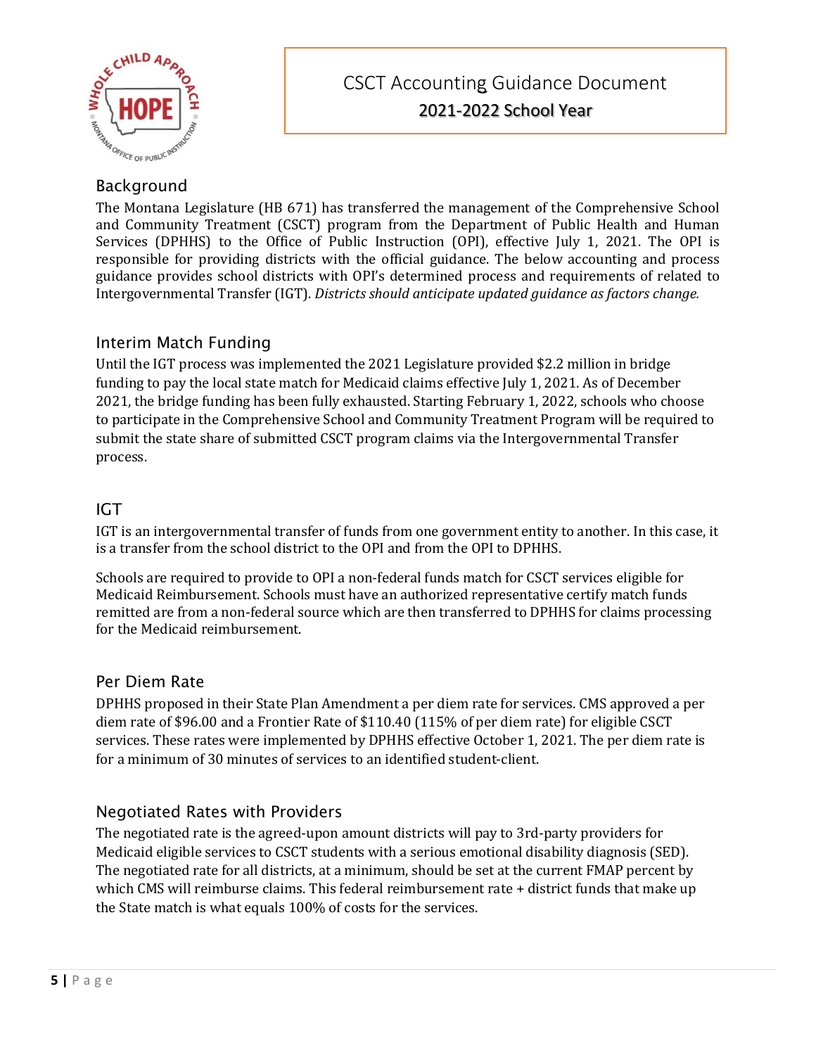# CSCT Accounting Guidance Document
## 2021-2022 School Year

### Background

The Montana Legislature (HB 671) has transferred the management of the Comprehensive School and Community Treatment (CSCT) program from the Department of Public Health and Human Services (DPHHS) to the Office of Public Instruction (OPI), effective July 1, 2021. The OPI is responsible for providing districts with the official guidance. The below accounting and process guidance provides school districts with OPI's determined process and requirements of related to Intergovernmental Transfer (IGT). *Districts should anticipate updated guidance as factors change.*

### Interim Match Funding

Until the IGT process was implemented the 2021 Legislature provided $2.2 million in bridge funding to pay the local state match for Medicaid claims effective July 1, 2021. As of December 2021, the bridge funding has been fully exhausted. Starting February 1, 2022, schools who choose to participate in the Comprehensive School and Community Treatment Program will be required to submit the state share of submitted CSCT program claims via the Intergovernmental Transfer process.

### IGT

IGT is an intergovernmental transfer of funds from one government entity to another. In this case, it is a transfer from the school district to the OPI and from the OPI to DPHHS.

Schools are required to provide to OPI a non-federal funds match for CSCT services eligible for Medicaid Reimbursement. Schools must have an authorized representative certify match funds remitted are from a non-federal source which are then transferred to DPHHS for claims processing for the Medicaid reimbursement.

### Per Diem Rate

DPHHS proposed in their State Plan Amendment a per diem rate for services. CMS approved a per diem rate of $96.00 and a Frontier Rate of $110.40 (115% of per diem rate) for eligible CSCT services. These rates were implemented by DPHHS effective October 1, 2021. The per diem rate is for a minimum of 30 minutes of services to an identified student-client.

### Negotiated Rates with Providers

The negotiated rate is the agreed-upon amount districts will pay to 3rd-party providers for Medicaid eligible services to CSCT students with a serious emotional disability diagnosis (SED). The negotiated rate for all districts, at a minimum, should be set at the current FMAP percent by which CMS will reimburse claims. This federal reimbursement rate + district funds that make up the State match is what equals 100% of costs for the services.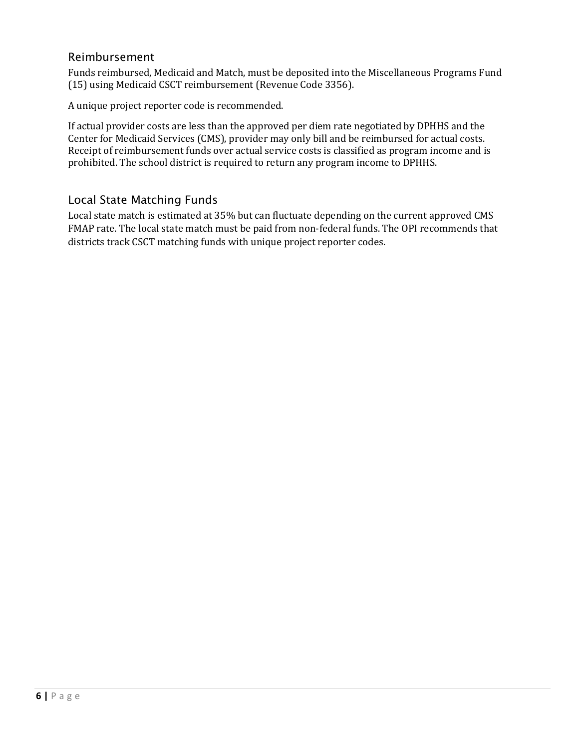## Reimbursement

Funds reimbursed, Medicaid and Match, must be deposited into the Miscellaneous Programs Fund (15) using Medicaid CSCT reimbursement (Revenue Code 3356).

A unique project reporter code is recommended.

If actual provider costs are less than the approved per diem rate negotiated by DPHHS and the Center for Medicaid Services (CMS), provider may only bill and be reimbursed for actual costs. Receipt of reimbursement funds over actual service costs is classified as program income and is prohibited. The school district is required to return any program income to DPHHS.

## Local State Matching Funds

Local state match is estimated at 35% but can fluctuate depending on the current approved CMS FMAP rate. The local state match must be paid from non-federal funds. The OPI recommends that districts track CSCT matching funds with unique project reporter codes.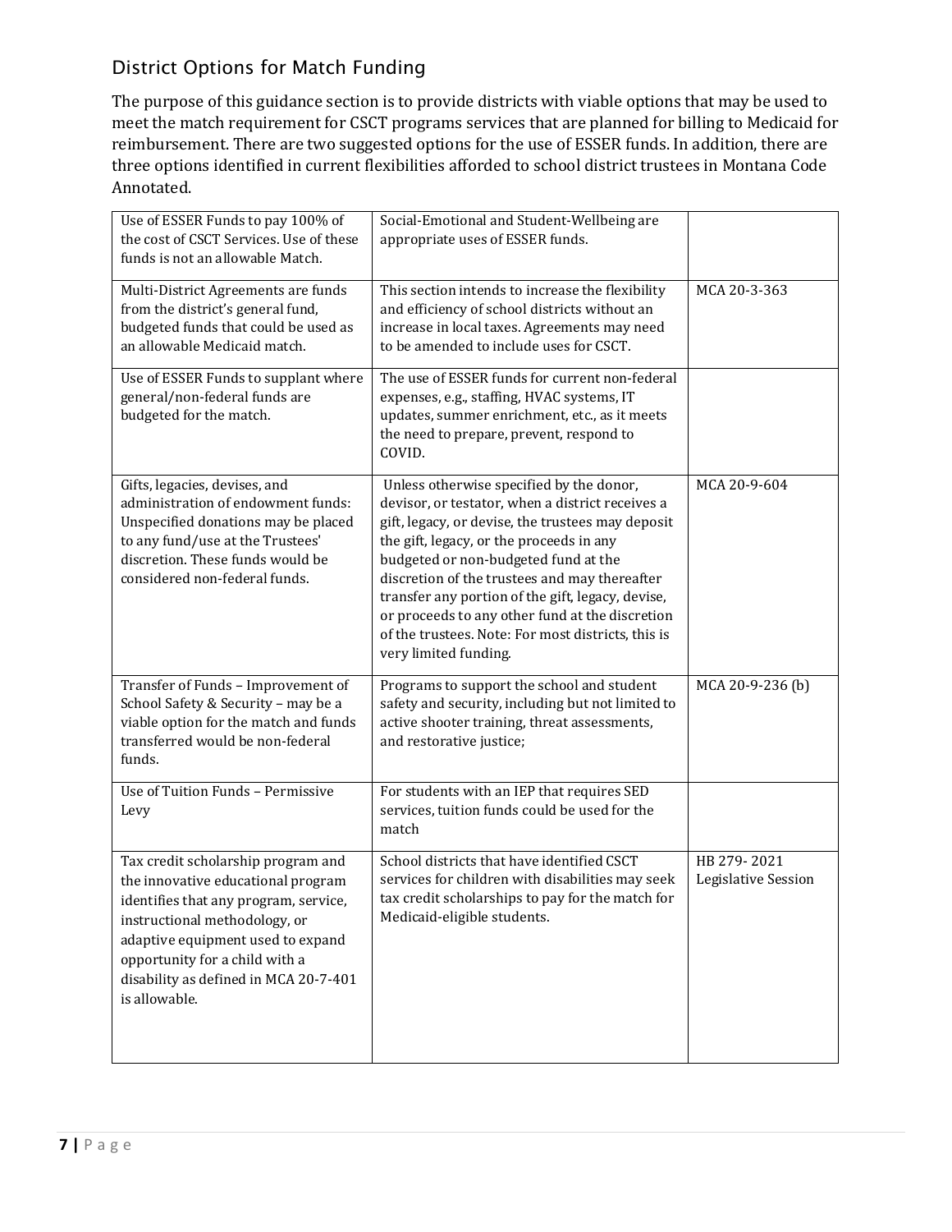## District Options for Match Funding

The purpose of this guidance section is to provide districts with viable options that may be used to meet the match requirement for CSCT programs services that are planned for billing to Medicaid for reimbursement. There are two suggested options for the use of ESSER funds. In addition, there are three options identified in current flexibilities afforded to school district trustees in Montana Code Annotated.

| | | |
|---|---|---|
| Use of ESSER Funds to pay 100% of the cost of CSCT Services. Use of these funds is not an allowable Match. | Social-Emotional and Student-Wellbeing are appropriate uses of ESSER funds. | |
| Multi-District Agreements are funds from the district's general fund, budgeted funds that could be used as an allowable Medicaid match. | This section intends to increase the flexibility and efficiency of school districts without an increase in local taxes. Agreements may need to be amended to include uses for CSCT. | MCA 20-3-363 |
| Use of ESSER Funds to supplant where general/non-federal funds are budgeted for the match. | The use of ESSER funds for current non-federal expenses, e.g., staffing, HVAC systems, IT updates, summer enrichment, etc., as it meets the need to prepare, prevent, respond to COVID. | |
| Gifts, legacies, devises, and administration of endowment funds: Unspecified donations may be placed to any fund/use at the Trustees' discretion. These funds would be considered non-federal funds. | Unless otherwise specified by the donor, devisor, or testator, when a district receives a gift, legacy, or devise, the trustees may deposit the gift, legacy, or the proceeds in any budgeted or non-budgeted fund at the discretion of the trustees and may thereafter transfer any portion of the gift, legacy, devise, or proceeds to any other fund at the discretion of the trustees. Note: For most districts, this is very limited funding. | MCA 20-9-604 |
| Transfer of Funds – Improvement of School Safety & Security – may be a viable option for the match and funds transferred would be non-federal funds. | Programs to support the school and student safety and security, including but not limited to active shooter training, threat assessments, and restorative justice; | MCA 20-9-236 (b) |
| Use of Tuition Funds – Permissive Levy | For students with an IEP that requires SED services, tuition funds could be used for the match | |
| Tax credit scholarship program and the innovative educational program identifies that any program, service, instructional methodology, or adaptive equipment used to expand opportunity for a child with a disability as defined in MCA 20-7-401 is allowable. | School districts that have identified CSCT services for children with disabilities may seek tax credit scholarships to pay for the match for Medicaid-eligible students. | HB 279- 2021 Legislative Session |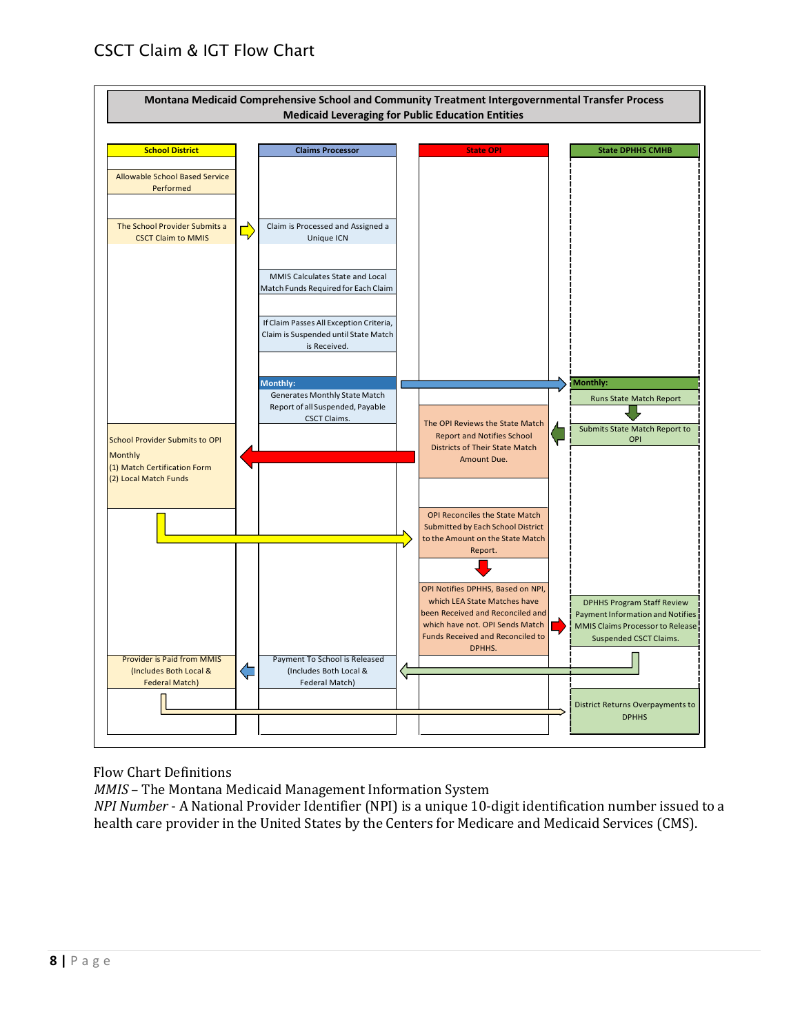# CSCT Claim & IGT Flow Chart

**Montana Medicaid Comprehensive School and Community Treatment Intergovernmental Transfer Process**
**Medicaid Leveraging for Public Education Entities**

School District

Claims Processor

State OPI

State DPHHS CMHB

Allowable School Based Service Performed

The School Provider Submits a CSCT Claim to MMIS

Claim is Processed and Assigned a Unique ICN

MMIS Calculates State and Local Match Funds Required for Each Claim

If Claim Passes All Exception Criteria, Claim is Suspended until State Match is Received.

Monthly:
Generates Monthly State Match Report of all Suspended, Payable CSCT Claims.

Monthly:
Runs State Match Report

Submits State Match Report to OPI

The OPI Reviews the State Match Report and Notifies School Districts of Their State Match Amount Due.

School Provider Submits to OPI
Monthly
(1) Match Certification Form
(2) Local Match Funds

OPI Reconciles the State Match Submitted by Each School District to the Amount on the State Match Report.

OPI Notifies DPHHS, Based on NPI, which LEA State Matches have been Received and Reconciled and which have not. OPI Sends Match Funds Received and Reconciled to DPHHS.

DPHHS Program Staff Review Payment Information and Notifies MMIS Claims Processor to Release Suspended CSCT Claims.

Payment To School is Released (Includes Both Local & Federal Match)

Provider is Paid from MMIS (Includes Both Local & Federal Match)

District Returns Overpayments to DPHHS

Flow Chart Definitions

*MMIS* – The Montana Medicaid Management Information System

*NPI Number* - A National Provider Identifier (NPI) is a unique 10-digit identification number issued to a health care provider in the United States by the Centers for Medicare and Medicaid Services (CMS).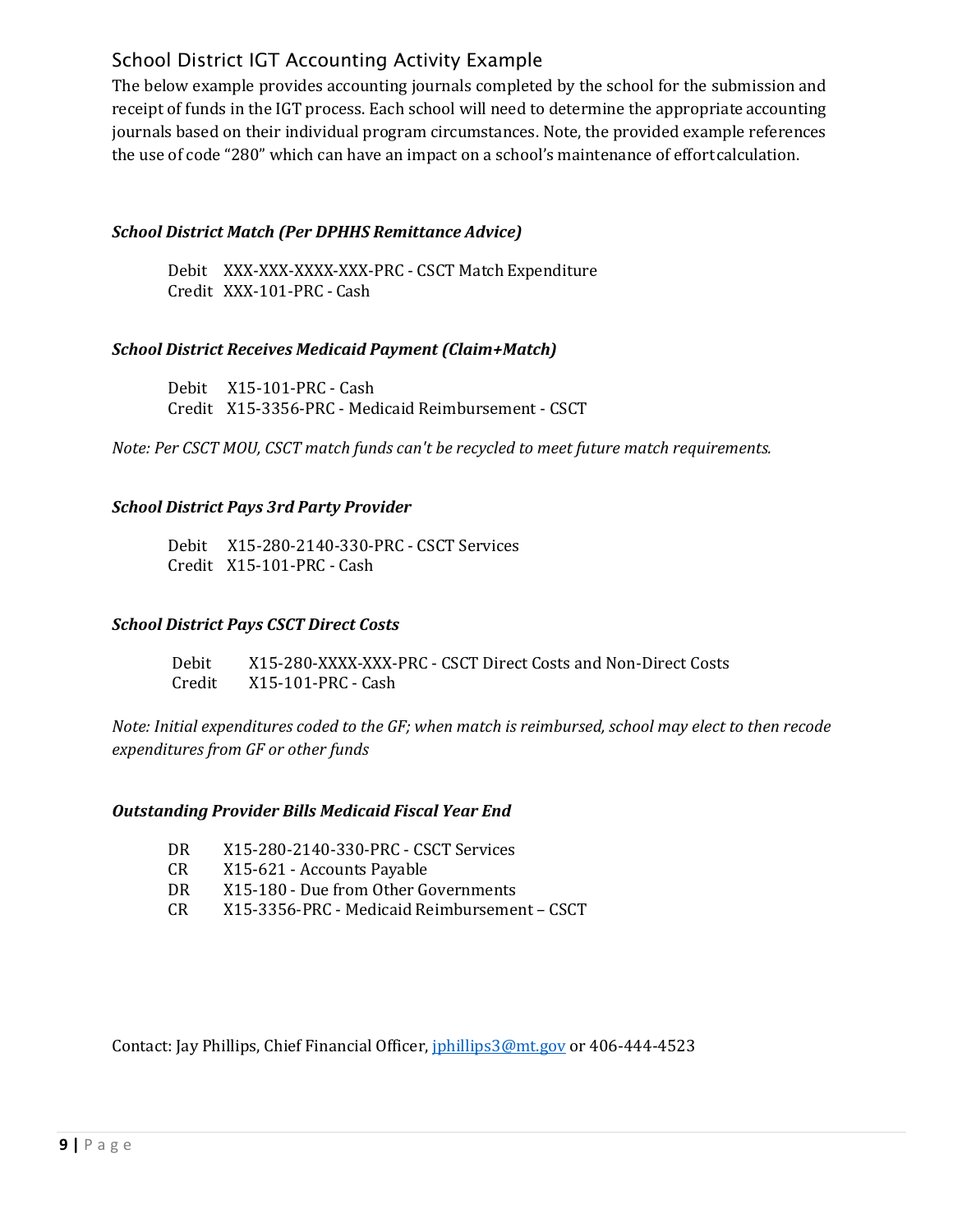## School District IGT Accounting Activity Example

The below example provides accounting journals completed by the school for the submission and receipt of funds in the IGT process. Each school will need to determine the appropriate accounting journals based on their individual program circumstances. Note, the provided example references the use of code "280" which can have an impact on a school's maintenance of effort calculation.

***School District Match (Per DPHHS Remittance Advice)***

Debit XXX-XXX-XXXX-XXX-PRC - CSCT Match Expenditure
Credit XXX-101-PRC - Cash

***School District Receives Medicaid Payment (Claim+Match)***

Debit X15-101-PRC - Cash
Credit X15-3356-PRC - Medicaid Reimbursement - CSCT

*Note: Per CSCT MOU, CSCT match funds can't be recycled to meet future match requirements.*

***School District Pays 3rd Party Provider***

Debit X15-280-2140-330-PRC - CSCT Services
Credit X15-101-PRC - Cash

***School District Pays CSCT Direct Costs***

Debit X15-280-XXXX-XXX-PRC - CSCT Direct Costs and Non-Direct Costs
Credit X15-101-PRC - Cash

*Note: Initial expenditures coded to the GF; when match is reimbursed, school may elect to then recode expenditures from GF or other funds*

***Outstanding Provider Bills Medicaid Fiscal Year End***

DR X15-280-2140-330-PRC - CSCT Services
CR X15-621 - Accounts Payable
DR X15-180 - Due from Other Governments
CR X15-3356-PRC - Medicaid Reimbursement – CSCT

Contact: Jay Phillips, Chief Financial Officer, jphillips3@mt.gov or 406-444-4523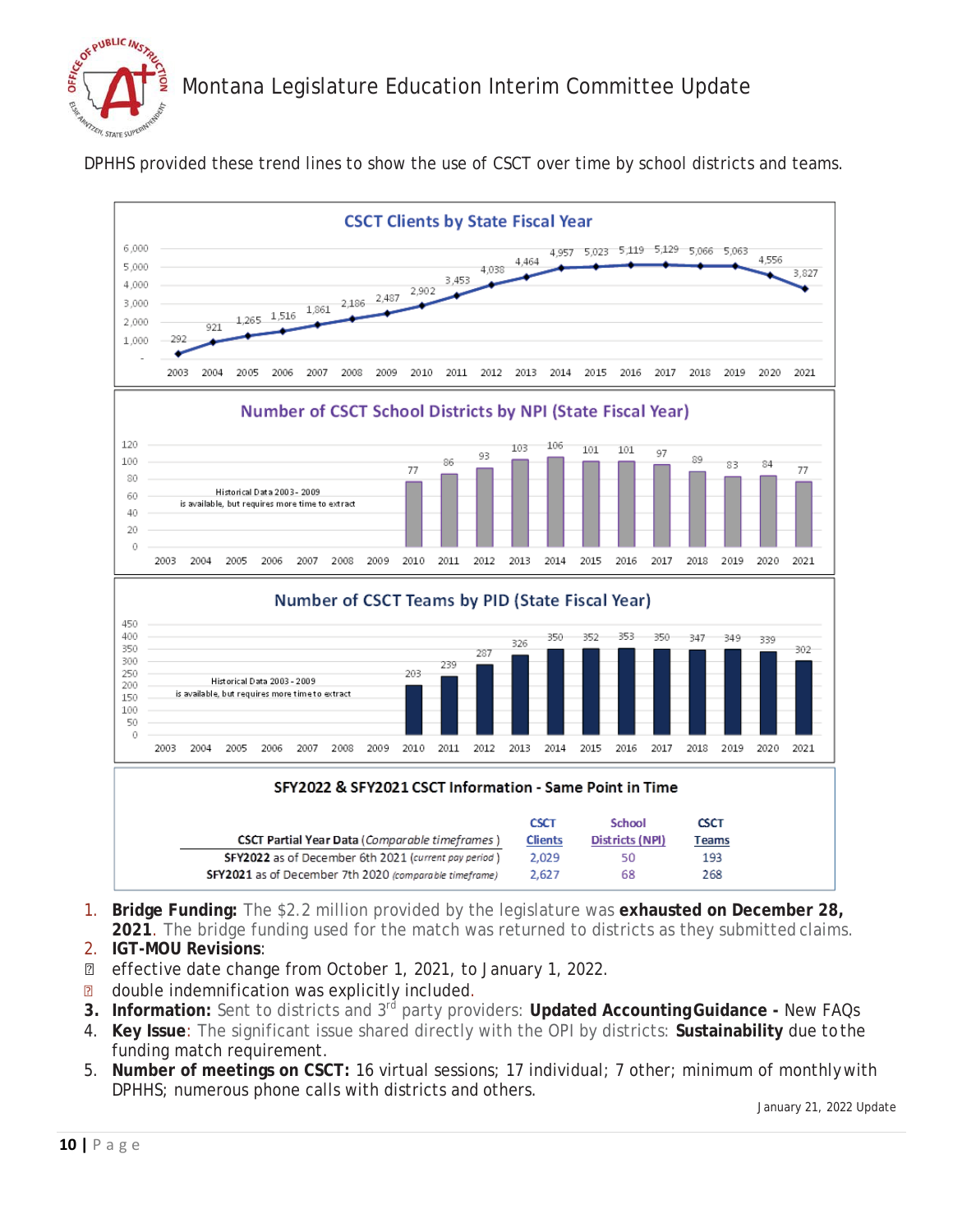# Montana Legislature Education Interim Committee Update

DPHHS provided these trend lines to show the use of CSCT over time by school districts and teams.

**CSCT Clients by State Fiscal Year**

6,000
5,000
4,000
3,000
2,000
1,000
-

292 921 1,265 1,516 1,861 2,186 2,487 2,902 3,453 4,038 4,464 4,957 5,023 5,119 5,129 5,066 5,063 4,556 3,827

2003 2004 2005 2006 2007 2008 2009 2010 2011 2012 2013 2014 2015 2016 2017 2018 2019 2020 2021

**Number of CSCT School Districts by NPI (State Fiscal Year)**

120
100
80
60
40
20
0

Historical Data 2003 - 2009
is available, but requires more time to extract

77 86 93 103 106 101 101 97 89 83 84 77

2003 2004 2005 2006 2007 2008 2009 2010 2011 2012 2013 2014 2015 2016 2017 2018 2019 2020 2021

**Number of CSCT Teams by PID (State Fiscal Year)**

450
400
350
300
250
200
150
100
50
0

Historical Data 2003 - 2009
is available, but requires more time to extract

203 239 287 326 350 352 353 350 347 349 339 302

2003 2004 2005 2006 2007 2008 2009 2010 2011 2012 2013 2014 2015 2016 2017 2018 2019 2020 2021

**SFY2022 & SFY2021 CSCT Information - Same Point in Time**

| CSCT Partial Year Data (*Comparable timeframes*) | CSCT Clients | School Districts (NPI) | CSCT Teams |
|---|---|---|---|
| **SFY2022** as of December 6th 2021 (*current pay period*) | 2,029 | 50 | 193 |
| **SFY2021** as of December 7th 2020 (*comparable timeframe*) | 2,627 | 68 | 268 |

1. **Bridge Funding:** The $2.2 million provided by the legislature was **exhausted on December 28, 2021**. The bridge funding used for the match was returned to districts as they submitted claims.
2. **IGT-MOU Revisions**:
   - effective date change from October 1, 2021, to January 1, 2022.
   - double indemnification was explicitly included.
3. **Information:** Sent to districts and 3rd party providers: **Updated Accounting Guidance -** New FAQs
4. **Key Issue**: The significant issue shared directly with the OPI by districts: **Sustainability** due to the funding match requirement.
5. **Number of meetings on CSCT:** 16 virtual sessions; 17 individual; 7 other; minimum of monthly with DPHHS; numerous phone calls with districts and others.

January 21, 2022 Update